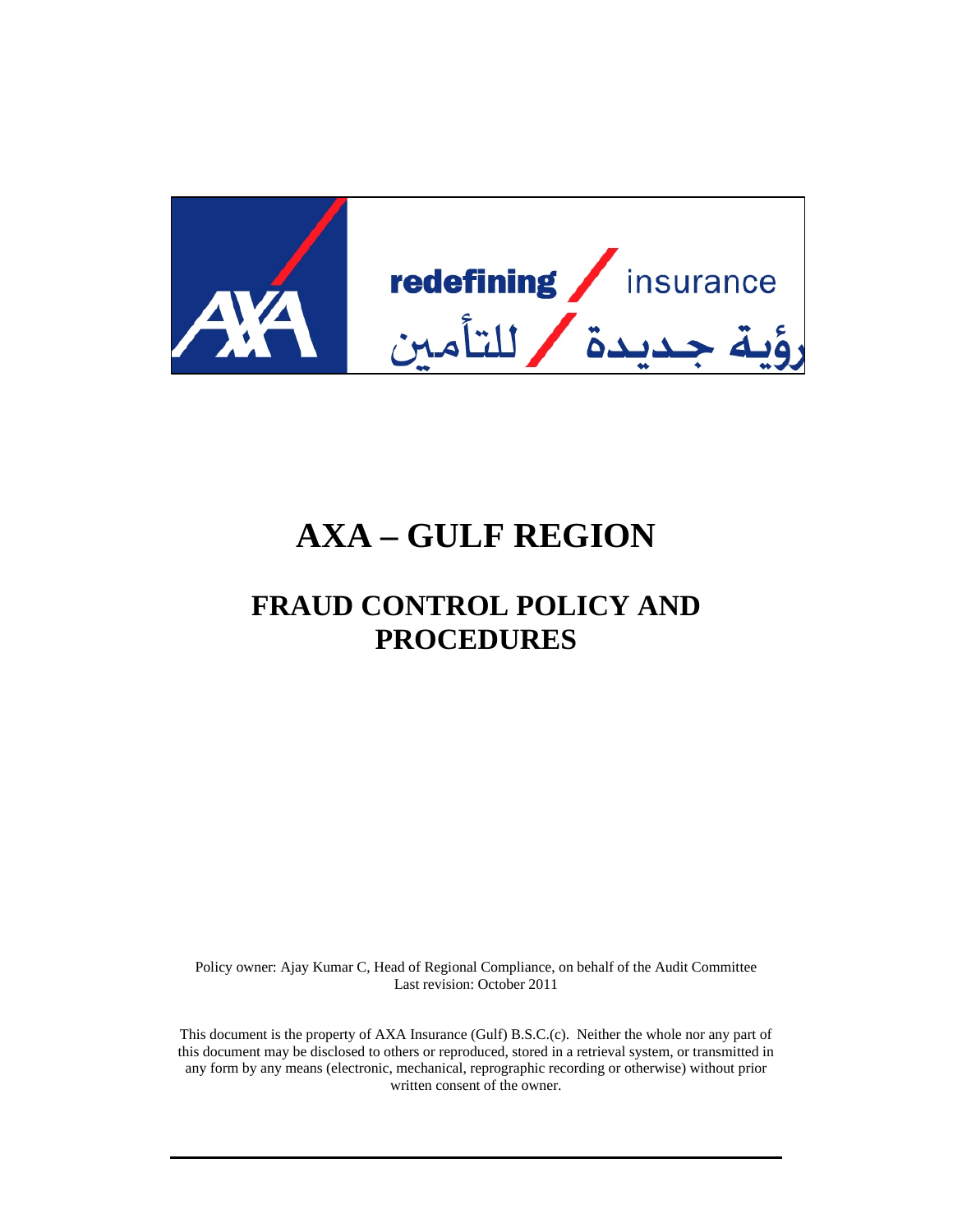redefining / insurance

رؤية جديدة / للتأمين

# AXA – GULF REGION

## FRAUD CONTROL POLICY AND PROCEDURES

Policy owner: Ajay Kumar C, Head of Regional Compliance, on behalf of the Audit Committee
Last revision: October 2011

This document is the property of AXA Insurance (Gulf) B.S.C.(c). Neither the whole nor any part of this document may be disclosed to others or reproduced, stored in a retrieval system, or transmitted in any form by any means (electronic, mechanical, reprographic recording or otherwise) without prior written consent of the owner.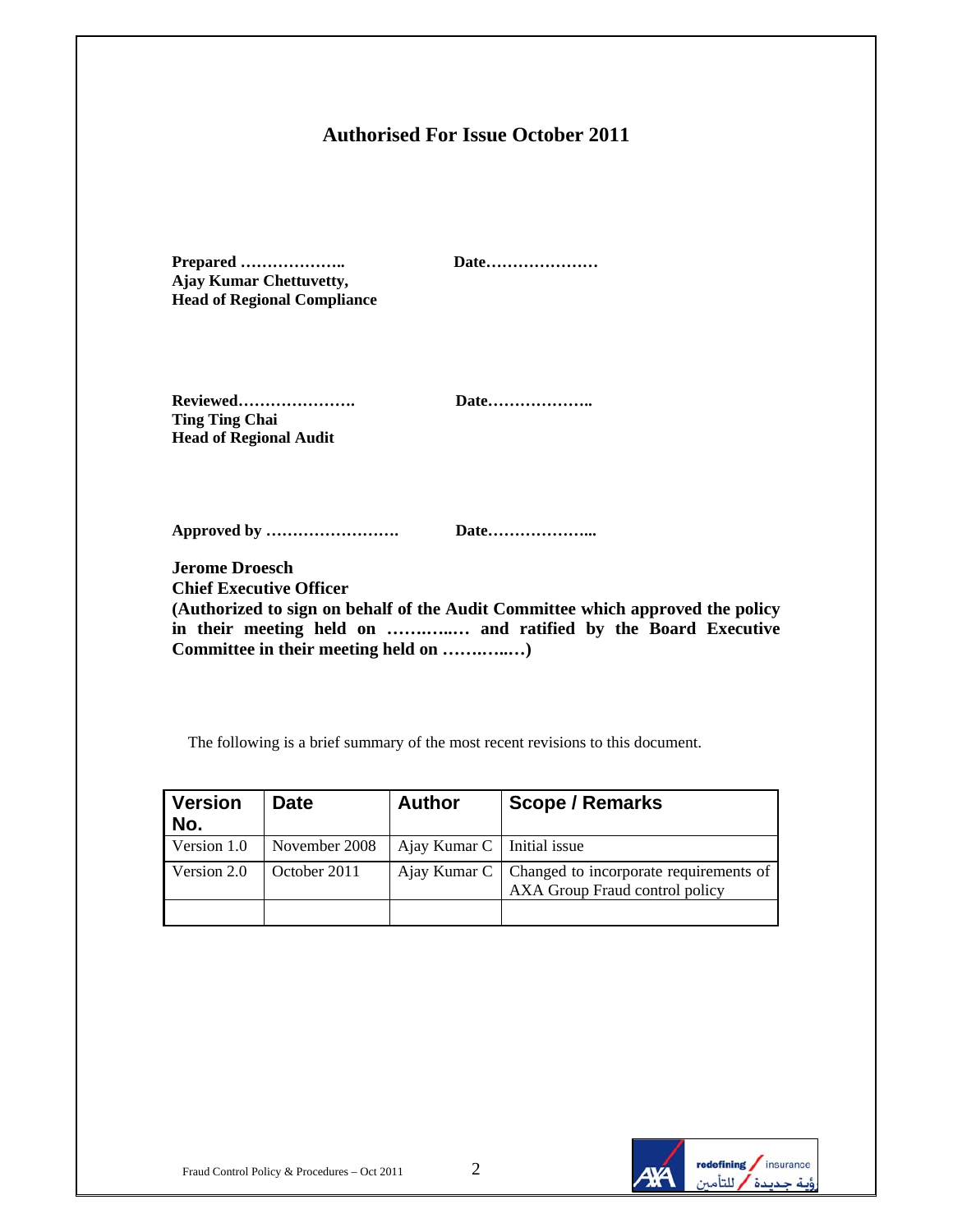## Authorised For Issue October 2011

**Prepared ………………..** **Date…………………**
**Ajay Kumar Chettuvetty,**
**Head of Regional Compliance**

**Reviewed…………………. Date………………..**
**Ting Ting Chai**
**Head of Regional Audit**

**Approved by ……………………. Date………………...**

**Jerome Droesch**
**Chief Executive Officer**
**(Authorized to sign on behalf of the Audit Committee which approved the policy in their meeting held on ………..… and ratified by the Board Executive Committee in their meeting held on ………..…)**

The following is a brief summary of the most recent revisions to this document.

| Version No. | Date | Author | Scope / Remarks |
|---|---|---|---|
| Version 1.0 | November 2008 | Ajay Kumar C | Initial issue |
| Version 2.0 | October 2011 | Ajay Kumar C | Changed to incorporate requirements of AXA Group Fraud control policy |
| | | | |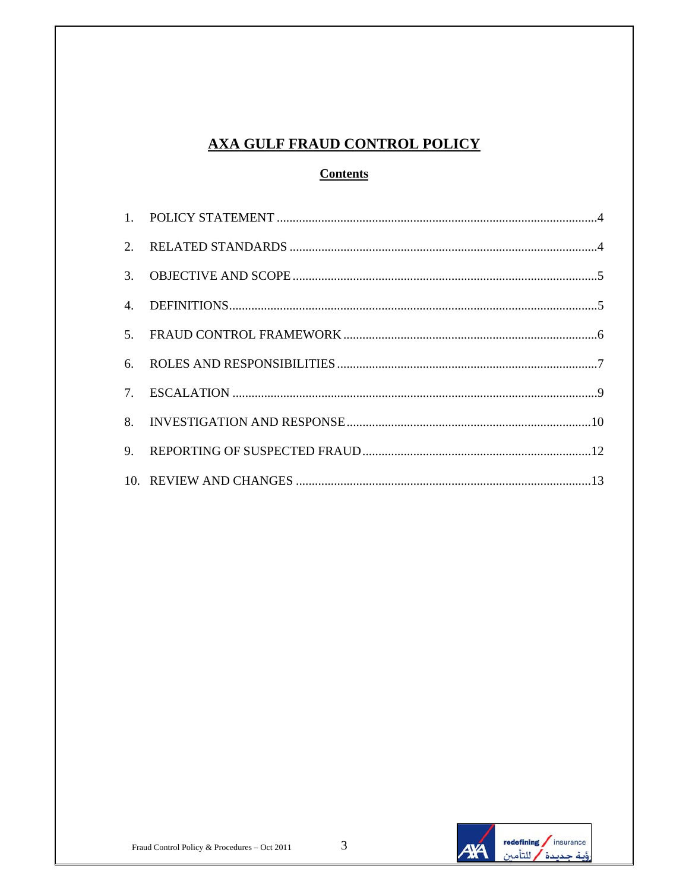# AXA GULF FRAUD CONTROL POLICY

## Contents

1. POLICY STATEMENT ....................................................................................................4
2. RELATED STANDARDS ................................................................................................4
3. OBJECTIVE AND SCOPE ..............................................................................................5
4. DEFINITIONS..................................................................................................................5
5. FRAUD CONTROL FRAMEWORK ...............................................................................6
6. ROLES AND RESPONSIBILITIES .................................................................................7
7. ESCALATION ..................................................................................................................9
8. INVESTIGATION AND RESPONSE ............................................................................10
9. REPORTING OF SUSPECTED FRAUD .......................................................................12
10. REVIEW AND CHANGES ............................................................................................13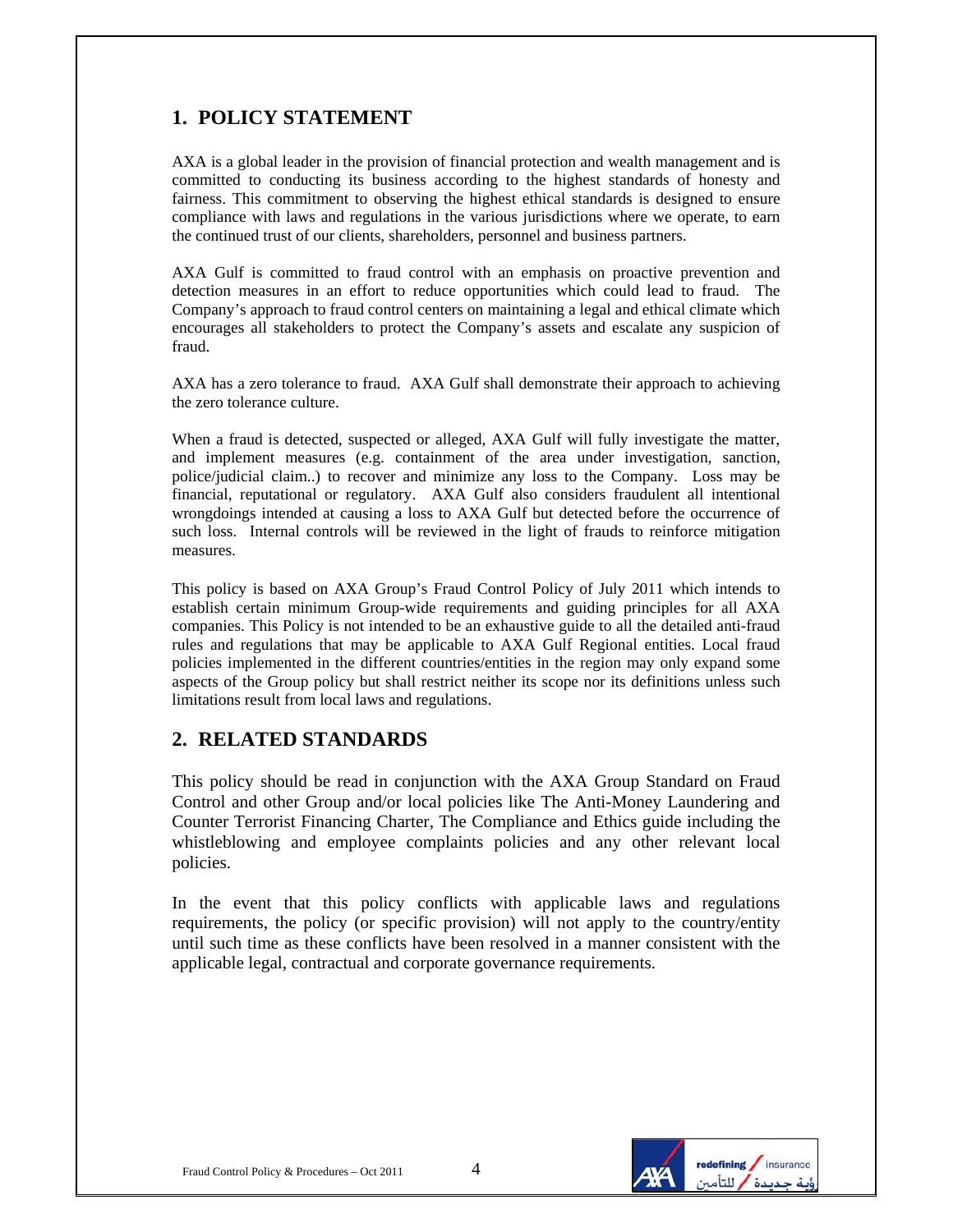## 1. POLICY STATEMENT

AXA is a global leader in the provision of financial protection and wealth management and is committed to conducting its business according to the highest standards of honesty and fairness. This commitment to observing the highest ethical standards is designed to ensure compliance with laws and regulations in the various jurisdictions where we operate, to earn the continued trust of our clients, shareholders, personnel and business partners.

AXA Gulf is committed to fraud control with an emphasis on proactive prevention and detection measures in an effort to reduce opportunities which could lead to fraud. The Company's approach to fraud control centers on maintaining a legal and ethical climate which encourages all stakeholders to protect the Company's assets and escalate any suspicion of fraud.

AXA has a zero tolerance to fraud. AXA Gulf shall demonstrate their approach to achieving the zero tolerance culture.

When a fraud is detected, suspected or alleged, AXA Gulf will fully investigate the matter, and implement measures (e.g. containment of the area under investigation, sanction, police/judicial claim..) to recover and minimize any loss to the Company. Loss may be financial, reputational or regulatory. AXA Gulf also considers fraudulent all intentional wrongdoings intended at causing a loss to AXA Gulf but detected before the occurrence of such loss. Internal controls will be reviewed in the light of frauds to reinforce mitigation measures.

This policy is based on AXA Group's Fraud Control Policy of July 2011 which intends to establish certain minimum Group-wide requirements and guiding principles for all AXA companies. This Policy is not intended to be an exhaustive guide to all the detailed anti-fraud rules and regulations that may be applicable to AXA Gulf Regional entities. Local fraud policies implemented in the different countries/entities in the region may only expand some aspects of the Group policy but shall restrict neither its scope nor its definitions unless such limitations result from local laws and regulations.

## 2. RELATED STANDARDS

This policy should be read in conjunction with the AXA Group Standard on Fraud Control and other Group and/or local policies like The Anti-Money Laundering and Counter Terrorist Financing Charter, The Compliance and Ethics guide including the whistleblowing and employee complaints policies and any other relevant local policies.

In the event that this policy conflicts with applicable laws and regulations requirements, the policy (or specific provision) will not apply to the country/entity until such time as these conflicts have been resolved in a manner consistent with the applicable legal, contractual and corporate governance requirements.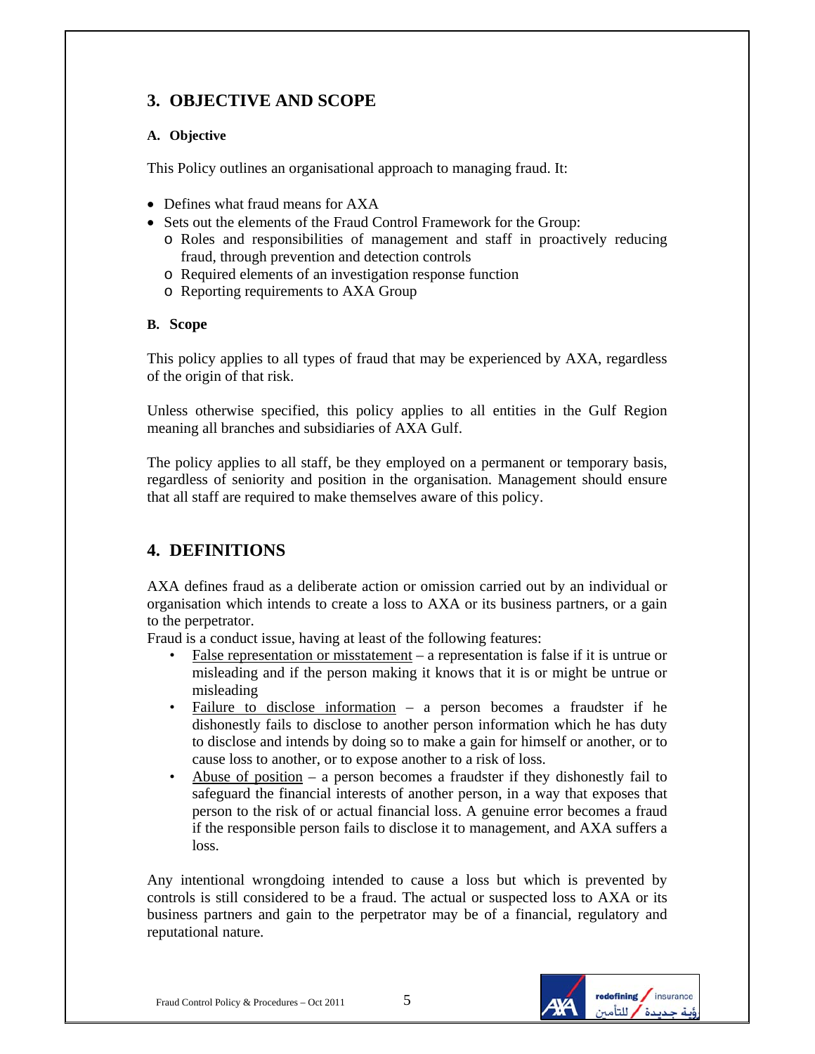## 3. OBJECTIVE AND SCOPE

### A. Objective

This Policy outlines an organisational approach to managing fraud. It:

- Defines what fraud means for AXA
- Sets out the elements of the Fraud Control Framework for the Group:
  - Roles and responsibilities of management and staff in proactively reducing fraud, through prevention and detection controls
  - Required elements of an investigation response function
  - Reporting requirements to AXA Group

### B. Scope

This policy applies to all types of fraud that may be experienced by AXA, regardless of the origin of that risk.

Unless otherwise specified, this policy applies to all entities in the Gulf Region meaning all branches and subsidiaries of AXA Gulf.

The policy applies to all staff, be they employed on a permanent or temporary basis, regardless of seniority and position in the organisation. Management should ensure that all staff are required to make themselves aware of this policy.

## 4. DEFINITIONS

AXA defines fraud as a deliberate action or omission carried out by an individual or organisation which intends to create a loss to AXA or its business partners, or a gain to the perpetrator.

Fraud is a conduct issue, having at least of the following features:

- False representation or misstatement – a representation is false if it is untrue or misleading and if the person making it knows that it is or might be untrue or misleading
- Failure to disclose information – a person becomes a fraudster if he dishonestly fails to disclose to another person information which he has duty to disclose and intends by doing so to make a gain for himself or another, or to cause loss to another, or to expose another to a risk of loss.
- Abuse of position – a person becomes a fraudster if they dishonestly fail to safeguard the financial interests of another person, in a way that exposes that person to the risk of or actual financial loss. A genuine error becomes a fraud if the responsible person fails to disclose it to management, and AXA suffers a loss.

Any intentional wrongdoing intended to cause a loss but which is prevented by controls is still considered to be a fraud. The actual or suspected loss to AXA or its business partners and gain to the perpetrator may be of a financial, regulatory and reputational nature.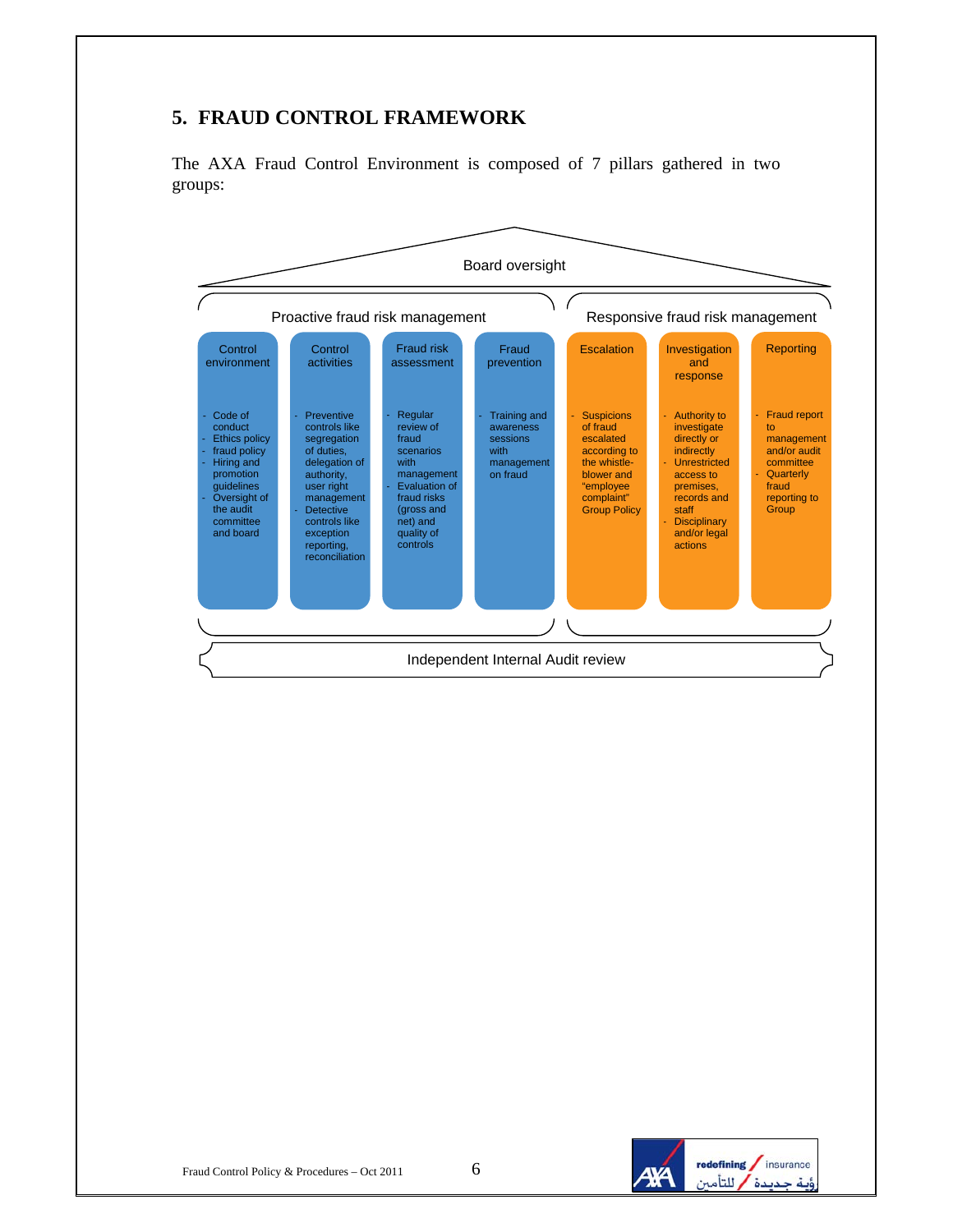## 5. FRAUD CONTROL FRAMEWORK

The AXA Fraud Control Environment is composed of 7 pillars gathered in two groups:

**Board oversight**

| Proactive fraud risk management | | | | Responsive fraud risk management | | |
|---|---|---|---|---|---|---|
| **Control environment** | **Control activities** | **Fraud risk assessment** | **Fraud prevention** | **Escalation** | **Investigation and response** | **Reporting** |
| - Code of conduct<br>- Ethics policy<br>- fraud policy<br>- Hiring and promotion guidelines<br>- Oversight of the audit committee and board | - Preventive controls like segregation of duties, delegation of authority, user right management<br>- Detective controls like exception reporting, reconciliation | - Regular review of fraud scenarios with management<br>- Evaluation of fraud risks (gross and net) and quality of controls | - Training and awareness sessions with management on fraud | - Suspicions of fraud escalated according to the whistle-blower and "employee complaint" Group Policy | - Authority to investigate directly or indirectly<br>- Unrestricted access to premises, records and staff<br>- Disciplinary and/or legal actions | - Fraud report to management and/or audit committee<br>- Quarterly fraud reporting to Group |

**Independent Internal Audit review**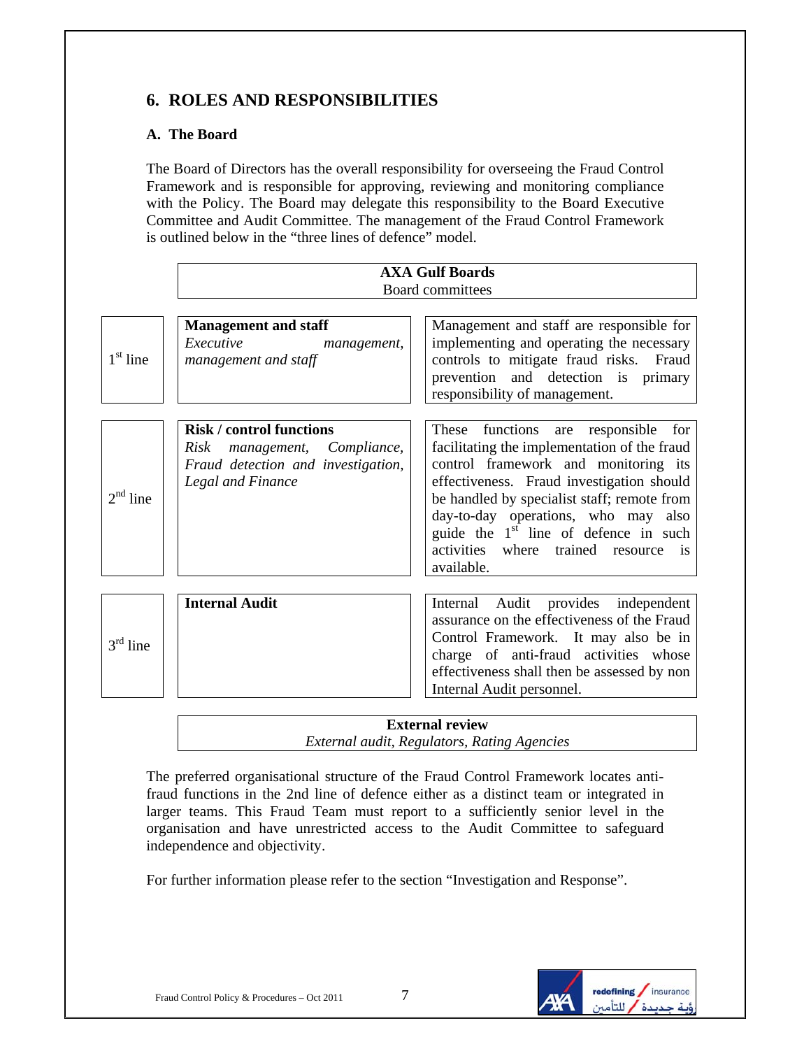## 6. ROLES AND RESPONSIBILITIES

### A. The Board

The Board of Directors has the overall responsibility for overseeing the Fraud Control Framework and is responsible for approving, reviewing and monitoring compliance with the Policy. The Board may delegate this responsibility to the Board Executive Committee and Audit Committee. The management of the Fraud Control Framework is outlined below in the "three lines of defence" model.

| | **AXA Gulf Boards**<br>Board committees | |
|---|---|---|
| 1st line | **Management and staff**<br>*Executive management, management and staff* | Management and staff are responsible for implementing and operating the necessary controls to mitigate fraud risks. Fraud prevention and detection is primary responsibility of management. |
| 2nd line | **Risk / control functions**<br>*Risk management, Compliance, Fraud detection and investigation, Legal and Finance* | These functions are responsible for facilitating the implementation of the fraud control framework and monitoring its effectiveness. Fraud investigation should be handled by specialist staff; remote from day-to-day operations, who may also guide the 1st line of defence in such activities where trained resource is available. |
| 3rd line | **Internal Audit** | Internal Audit provides independent assurance on the effectiveness of the Fraud Control Framework. It may also be in charge of anti-fraud activities whose effectiveness shall then be assessed by non Internal Audit personnel. |
| | **External review**<br>*External audit, Regulators, Rating Agencies* | |

The preferred organisational structure of the Fraud Control Framework locates anti-fraud functions in the 2nd line of defence either as a distinct team or integrated in larger teams. This Fraud Team must report to a sufficiently senior level in the organisation and have unrestricted access to the Audit Committee to safeguard independence and objectivity.

For further information please refer to the section "Investigation and Response".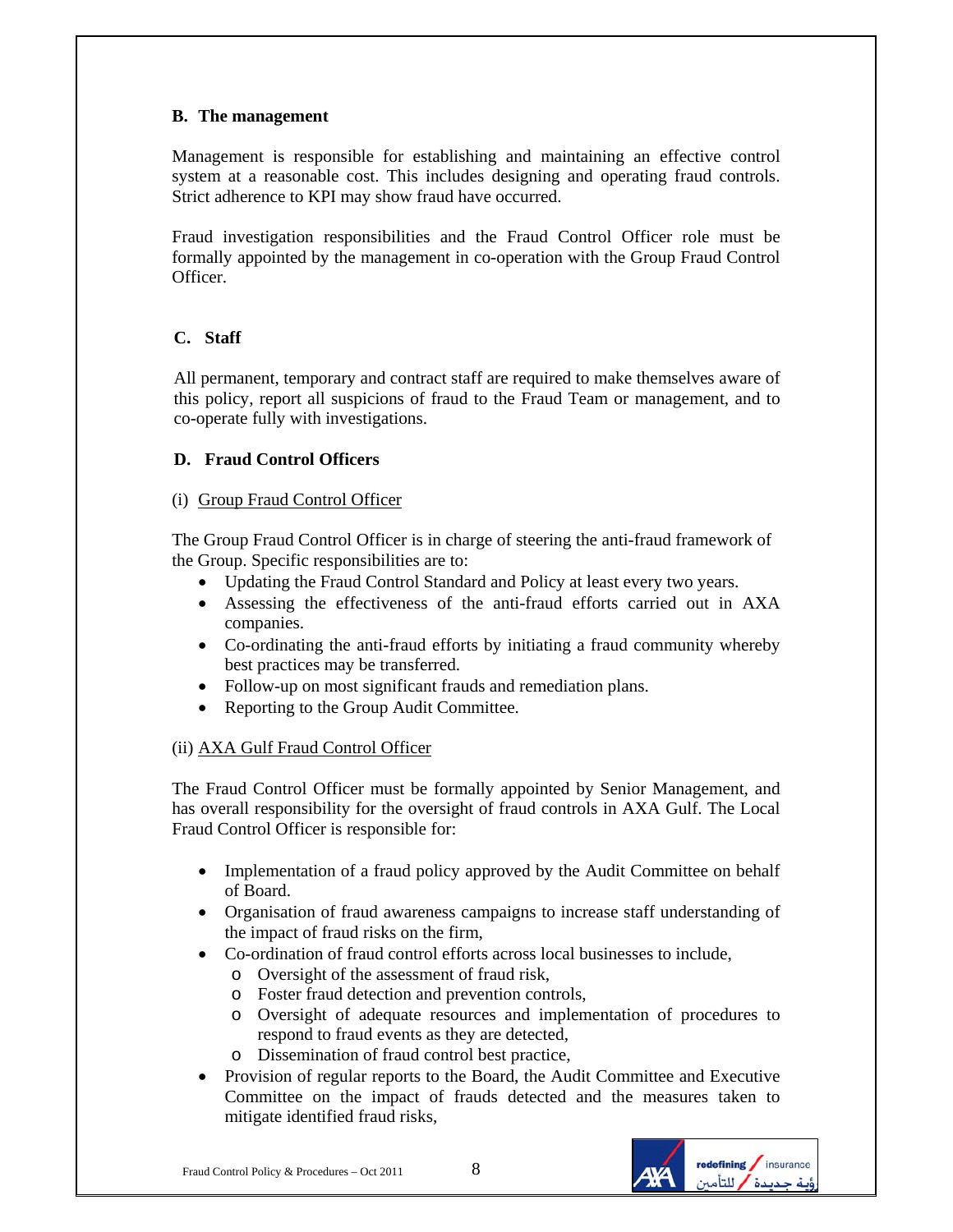**B. The management**

Management is responsible for establishing and maintaining an effective control system at a reasonable cost. This includes designing and operating fraud controls. Strict adherence to KPI may show fraud have occurred.

Fraud investigation responsibilities and the Fraud Control Officer role must be formally appointed by the management in co-operation with the Group Fraud Control Officer.

**C. Staff**

All permanent, temporary and contract staff are required to make themselves aware of this policy, report all suspicions of fraud to the Fraud Team or management, and to co-operate fully with investigations.

**D. Fraud Control Officers**

(i) Group Fraud Control Officer

The Group Fraud Control Officer is in charge of steering the anti-fraud framework of the Group. Specific responsibilities are to:

- Updating the Fraud Control Standard and Policy at least every two years.
- Assessing the effectiveness of the anti-fraud efforts carried out in AXA companies.
- Co-ordinating the anti-fraud efforts by initiating a fraud community whereby best practices may be transferred.
- Follow-up on most significant frauds and remediation plans.
- Reporting to the Group Audit Committee.

(ii) AXA Gulf Fraud Control Officer

The Fraud Control Officer must be formally appointed by Senior Management, and has overall responsibility for the oversight of fraud controls in AXA Gulf. The Local Fraud Control Officer is responsible for:

- Implementation of a fraud policy approved by the Audit Committee on behalf of Board.
- Organisation of fraud awareness campaigns to increase staff understanding of the impact of fraud risks on the firm,
- Co-ordination of fraud control efforts across local businesses to include,
  - Oversight of the assessment of fraud risk,
  - Foster fraud detection and prevention controls,
  - Oversight of adequate resources and implementation of procedures to respond to fraud events as they are detected,
  - Dissemination of fraud control best practice,
- Provision of regular reports to the Board, the Audit Committee and Executive Committee on the impact of frauds detected and the measures taken to mitigate identified fraud risks,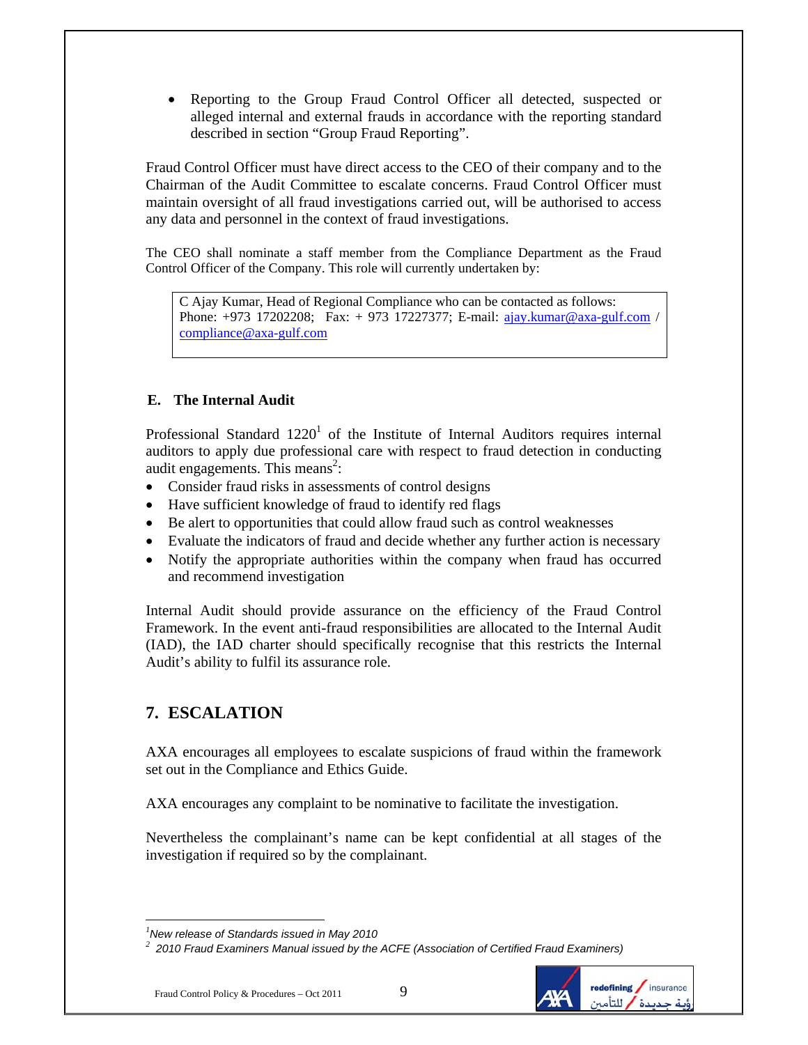- Reporting to the Group Fraud Control Officer all detected, suspected or alleged internal and external frauds in accordance with the reporting standard described in section "Group Fraud Reporting".

Fraud Control Officer must have direct access to the CEO of their company and to the Chairman of the Audit Committee to escalate concerns. Fraud Control Officer must maintain oversight of all fraud investigations carried out, will be authorised to access any data and personnel in the context of fraud investigations.

The CEO shall nominate a staff member from the Compliance Department as the Fraud Control Officer of the Company. This role will currently undertaken by:

> C Ajay Kumar, Head of Regional Compliance who can be contacted as follows:
> Phone: +973 17202208; Fax: + 973 17227377; E-mail: ajay.kumar@axa-gulf.com / compliance@axa-gulf.com

### E. The Internal Audit

Professional Standard 1220[1] of the Institute of Internal Auditors requires internal auditors to apply due professional care with respect to fraud detection in conducting audit engagements. This means[2]:

- Consider fraud risks in assessments of control designs
- Have sufficient knowledge of fraud to identify red flags
- Be alert to opportunities that could allow fraud such as control weaknesses
- Evaluate the indicators of fraud and decide whether any further action is necessary
- Notify the appropriate authorities within the company when fraud has occurred and recommend investigation

Internal Audit should provide assurance on the efficiency of the Fraud Control Framework. In the event anti-fraud responsibilities are allocated to the Internal Audit (IAD), the IAD charter should specifically recognise that this restricts the Internal Audit's ability to fulfil its assurance role.

## 7. ESCALATION

AXA encourages all employees to escalate suspicions of fraud within the framework set out in the Compliance and Ethics Guide.

AXA encourages any complaint to be nominative to facilitate the investigation.

Nevertheless the complainant's name can be kept confidential at all stages of the investigation if required so by the complainant.

---

[1] *New release of Standards issued in May 2010*

[2] *2010 Fraud Examiners Manual issued by the ACFE (Association of Certified Fraud Examiners)*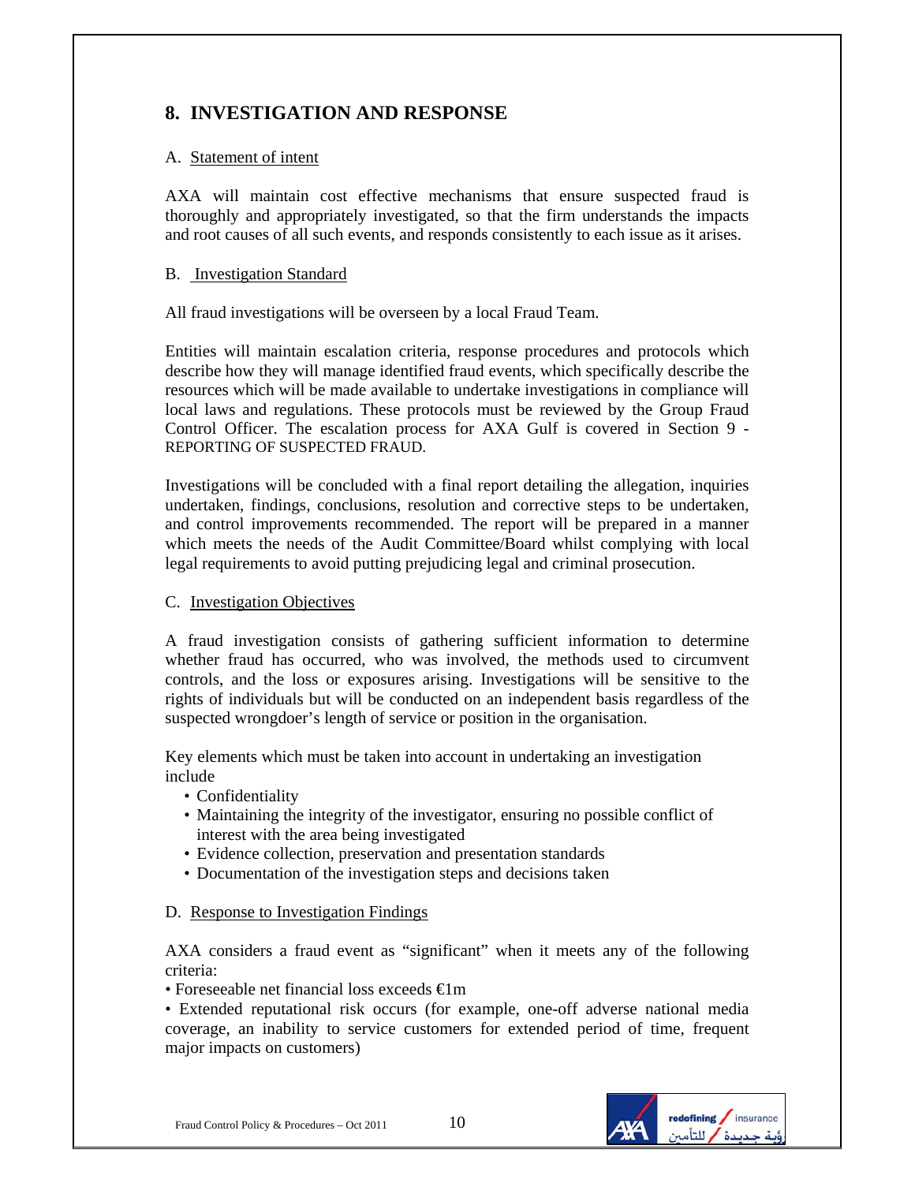## 8. INVESTIGATION AND RESPONSE

A. Statement of intent

AXA will maintain cost effective mechanisms that ensure suspected fraud is thoroughly and appropriately investigated, so that the firm understands the impacts and root causes of all such events, and responds consistently to each issue as it arises.

B. Investigation Standard

All fraud investigations will be overseen by a local Fraud Team.

Entities will maintain escalation criteria, response procedures and protocols which describe how they will manage identified fraud events, which specifically describe the resources which will be made available to undertake investigations in compliance will local laws and regulations. These protocols must be reviewed by the Group Fraud Control Officer. The escalation process for AXA Gulf is covered in Section 9 - REPORTING OF SUSPECTED FRAUD.

Investigations will be concluded with a final report detailing the allegation, inquiries undertaken, findings, conclusions, resolution and corrective steps to be undertaken, and control improvements recommended. The report will be prepared in a manner which meets the needs of the Audit Committee/Board whilst complying with local legal requirements to avoid putting prejudicing legal and criminal prosecution.

C. Investigation Objectives

A fraud investigation consists of gathering sufficient information to determine whether fraud has occurred, who was involved, the methods used to circumvent controls, and the loss or exposures arising. Investigations will be sensitive to the rights of individuals but will be conducted on an independent basis regardless of the suspected wrongdoer's length of service or position in the organisation.

Key elements which must be taken into account in undertaking an investigation include

- Confidentiality
- Maintaining the integrity of the investigator, ensuring no possible conflict of interest with the area being investigated
- Evidence collection, preservation and presentation standards
- Documentation of the investigation steps and decisions taken

D. Response to Investigation Findings

AXA considers a fraud event as "significant" when it meets any of the following criteria:

- Foreseeable net financial loss exceeds €1m
- Extended reputational risk occurs (for example, one-off adverse national media coverage, an inability to service customers for extended period of time, frequent major impacts on customers)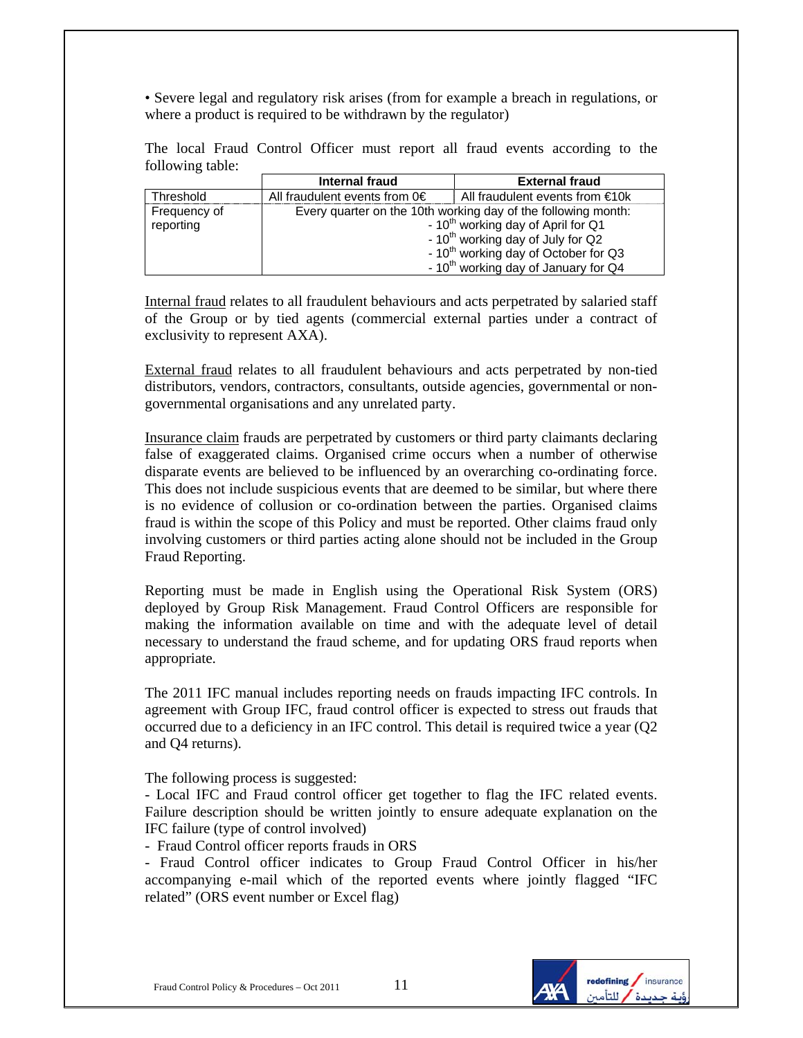• Severe legal and regulatory risk arises (from for example a breach in regulations, or where a product is required to be withdrawn by the regulator)

The local Fraud Control Officer must report all fraud events according to the following table:

| | Internal fraud | External fraud |
|---|---|---|
| Threshold | All fraudulent events from 0€ | All fraudulent events from €10k |
| Frequency of reporting | Every quarter on the 10th working day of the following month:<br>- 10th working day of April for Q1<br>- 10th working day of July for Q2<br>- 10th working day of October for Q3<br>- 10th working day of January for Q4 | |

Internal fraud relates to all fraudulent behaviours and acts perpetrated by salaried staff of the Group or by tied agents (commercial external parties under a contract of exclusivity to represent AXA).

External fraud relates to all fraudulent behaviours and acts perpetrated by non-tied distributors, vendors, contractors, consultants, outside agencies, governmental or non-governmental organisations and any unrelated party.

Insurance claim frauds are perpetrated by customers or third party claimants declaring false of exaggerated claims. Organised crime occurs when a number of otherwise disparate events are believed to be influenced by an overarching co-ordinating force. This does not include suspicious events that are deemed to be similar, but where there is no evidence of collusion or co-ordination between the parties. Organised claims fraud is within the scope of this Policy and must be reported. Other claims fraud only involving customers or third parties acting alone should not be included in the Group Fraud Reporting.

Reporting must be made in English using the Operational Risk System (ORS) deployed by Group Risk Management. Fraud Control Officers are responsible for making the information available on time and with the adequate level of detail necessary to understand the fraud scheme, and for updating ORS fraud reports when appropriate.

The 2011 IFC manual includes reporting needs on frauds impacting IFC controls. In agreement with Group IFC, fraud control officer is expected to stress out frauds that occurred due to a deficiency in an IFC control. This detail is required twice a year (Q2 and Q4 returns).

The following process is suggested:

- Local IFC and Fraud control officer get together to flag the IFC related events. Failure description should be written jointly to ensure adequate explanation on the IFC failure (type of control involved)
- Fraud Control officer reports frauds in ORS
- Fraud Control officer indicates to Group Fraud Control Officer in his/her accompanying e-mail which of the reported events where jointly flagged "IFC related" (ORS event number or Excel flag)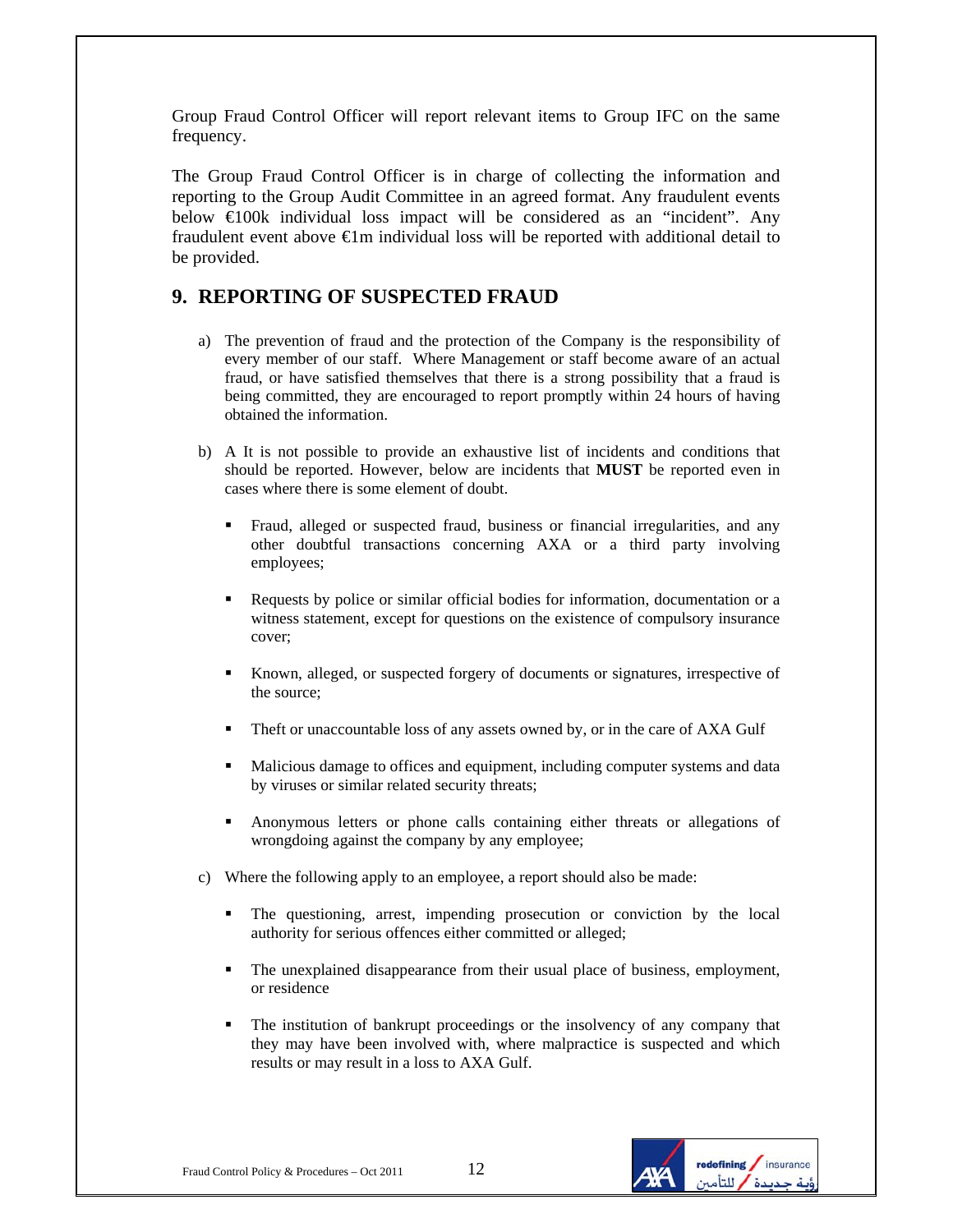Group Fraud Control Officer will report relevant items to Group IFC on the same frequency.

The Group Fraud Control Officer is in charge of collecting the information and reporting to the Group Audit Committee in an agreed format. Any fraudulent events below €100k individual loss impact will be considered as an "incident". Any fraudulent event above €1m individual loss will be reported with additional detail to be provided.

## 9. REPORTING OF SUSPECTED FRAUD

a) The prevention of fraud and the protection of the Company is the responsibility of every member of our staff. Where Management or staff become aware of an actual fraud, or have satisfied themselves that there is a strong possibility that a fraud is being committed, they are encouraged to report promptly within 24 hours of having obtained the information.

b) A It is not possible to provide an exhaustive list of incidents and conditions that should be reported. However, below are incidents that **MUST** be reported even in cases where there is some element of doubt.

- Fraud, alleged or suspected fraud, business or financial irregularities, and any other doubtful transactions concerning AXA or a third party involving employees;
- Requests by police or similar official bodies for information, documentation or a witness statement, except for questions on the existence of compulsory insurance cover;
- Known, alleged, or suspected forgery of documents or signatures, irrespective of the source;
- Theft or unaccountable loss of any assets owned by, or in the care of AXA Gulf
- Malicious damage to offices and equipment, including computer systems and data by viruses or similar related security threats;
- Anonymous letters or phone calls containing either threats or allegations of wrongdoing against the company by any employee;

c) Where the following apply to an employee, a report should also be made:

- The questioning, arrest, impending prosecution or conviction by the local authority for serious offences either committed or alleged;
- The unexplained disappearance from their usual place of business, employment, or residence
- The institution of bankrupt proceedings or the insolvency of any company that they may have been involved with, where malpractice is suspected and which results or may result in a loss to AXA Gulf.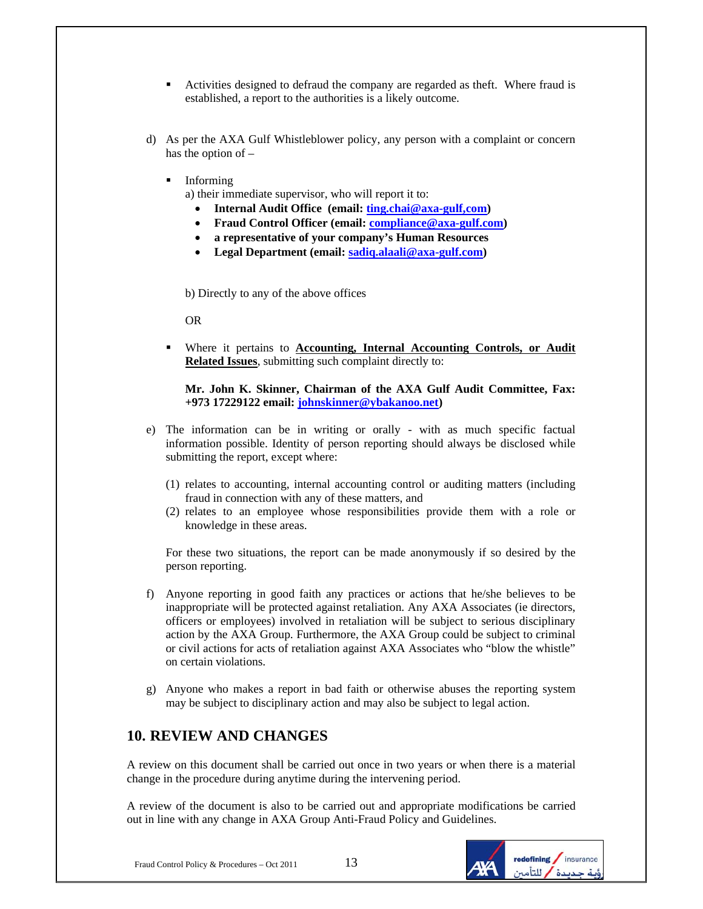- Activities designed to defraud the company are regarded as theft. Where fraud is established, a report to the authorities is a likely outcome.

d) As per the AXA Gulf Whistleblower policy, any person with a complaint or concern has the option of –

- Informing
  a) their immediate supervisor, who will report it to:
    - **Internal Audit Office (email: ting.chai@axa-gulf,com)**
    - **Fraud Control Officer (email: compliance@axa-gulf.com)**
    - **a representative of your company's Human Resources**
    - **Legal Department (email: sadiq.alaali@axa-gulf.com)**

  b) Directly to any of the above offices

  OR

- Where it pertains to **Accounting, Internal Accounting Controls, or Audit Related Issues**, submitting such complaint directly to:

  **Mr. John K. Skinner, Chairman of the AXA Gulf Audit Committee, Fax: +973 17229122 email: johnskinner@ybakanoo.net)**

e) The information can be in writing or orally - with as much specific factual information possible. Identity of person reporting should always be disclosed while submitting the report, except where:

(1) relates to accounting, internal accounting control or auditing matters (including fraud in connection with any of these matters, and
(2) relates to an employee whose responsibilities provide them with a role or knowledge in these areas.

For these two situations, the report can be made anonymously if so desired by the person reporting.

f) Anyone reporting in good faith any practices or actions that he/she believes to be inappropriate will be protected against retaliation. Any AXA Associates (ie directors, officers or employees) involved in retaliation will be subject to serious disciplinary action by the AXA Group. Furthermore, the AXA Group could be subject to criminal or civil actions for acts of retaliation against AXA Associates who "blow the whistle" on certain violations.

g) Anyone who makes a report in bad faith or otherwise abuses the reporting system may be subject to disciplinary action and may also be subject to legal action.

## 10. REVIEW AND CHANGES

A review on this document shall be carried out once in two years or when there is a material change in the procedure during anytime during the intervening period.

A review of the document is also to be carried out and appropriate modifications be carried out in line with any change in AXA Group Anti-Fraud Policy and Guidelines.